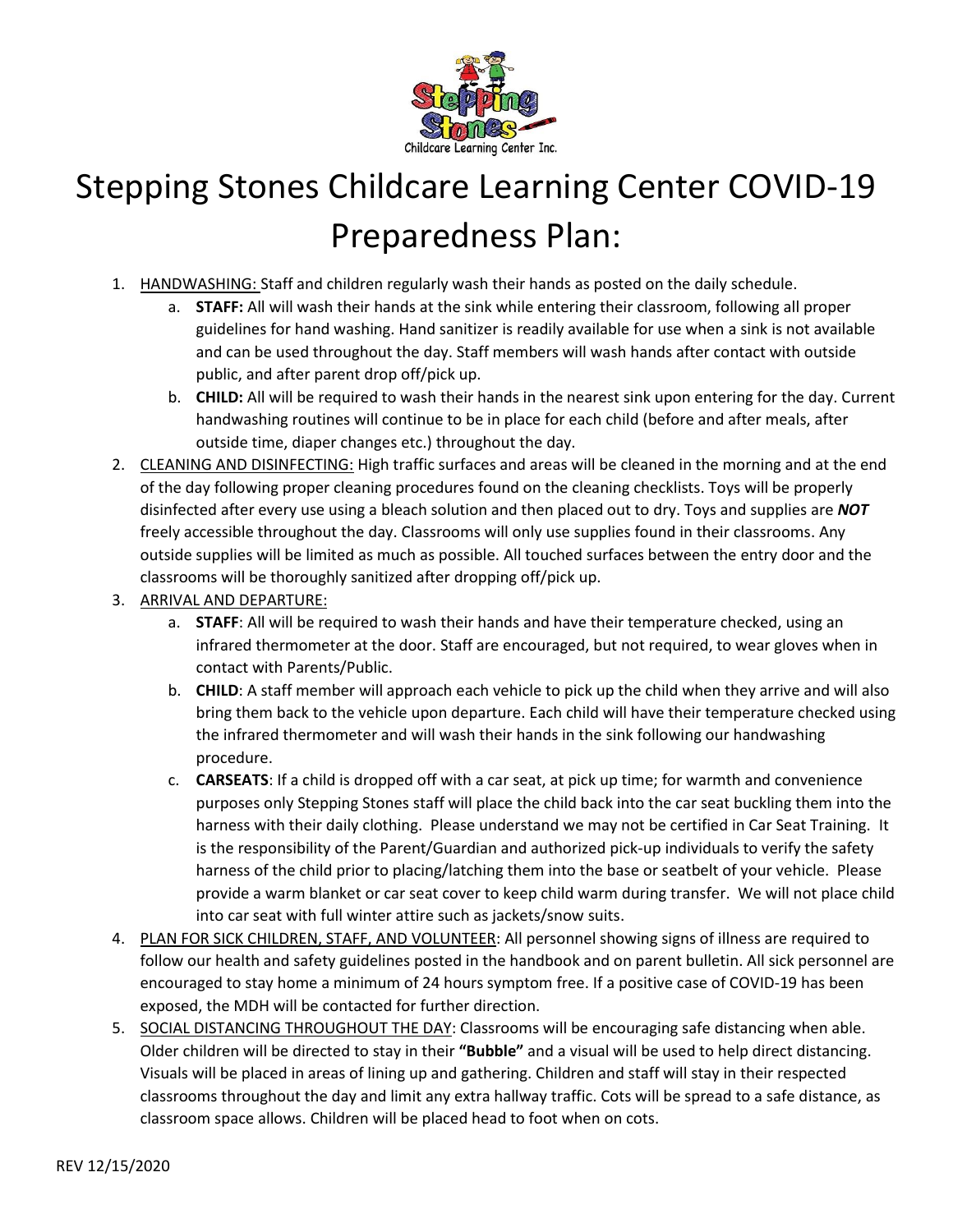# Stepping Stones Childcare Learning Center COVID-19 Preparedness Plan:

1. HANDWASHING: Staff and children regularly wash their hands as posted on the daily schedule.
   a. **STAFF:** All will wash their hands at the sink while entering their classroom, following all proper guidelines for hand washing. Hand sanitizer is readily available for use when a sink is not available and can be used throughout the day. Staff members will wash hands after contact with outside public, and after parent drop off/pick up.
   b. **CHILD:** All will be required to wash their hands in the nearest sink upon entering for the day. Current handwashing routines will continue to be in place for each child (before and after meals, after outside time, diaper changes etc.) throughout the day.
2. CLEANING AND DISINFECTING: High traffic surfaces and areas will be cleaned in the morning and at the end of the day following proper cleaning procedures found on the cleaning checklists. Toys will be properly disinfected after every use using a bleach solution and then placed out to dry. Toys and supplies are ***NOT*** freely accessible throughout the day. Classrooms will only use supplies found in their classrooms. Any outside supplies will be limited as much as possible. All touched surfaces between the entry door and the classrooms will be thoroughly sanitized after dropping off/pick up.
3. ARRIVAL AND DEPARTURE:
   a. **STAFF**: All will be required to wash their hands and have their temperature checked, using an infrared thermometer at the door. Staff are encouraged, but not required, to wear gloves when in contact with Parents/Public.
   b. **CHILD**: A staff member will approach each vehicle to pick up the child when they arrive and will also bring them back to the vehicle upon departure. Each child will have their temperature checked using the infrared thermometer and will wash their hands in the sink following our handwashing procedure.
   c. **CARSEATS**: If a child is dropped off with a car seat, at pick up time; for warmth and convenience purposes only Stepping Stones staff will place the child back into the car seat buckling them into the harness with their daily clothing. Please understand we may not be certified in Car Seat Training. It is the responsibility of the Parent/Guardian and authorized pick-up individuals to verify the safety harness of the child prior to placing/latching them into the base or seatbelt of your vehicle. Please provide a warm blanket or car seat cover to keep child warm during transfer. We will not place child into car seat with full winter attire such as jackets/snow suits.
4. PLAN FOR SICK CHILDREN, STAFF, AND VOLUNTEER: All personnel showing signs of illness are required to follow our health and safety guidelines posted in the handbook and on parent bulletin. All sick personnel are encouraged to stay home a minimum of 24 hours symptom free. If a positive case of COVID-19 has been exposed, the MDH will be contacted for further direction.
5. SOCIAL DISTANCING THROUGHOUT THE DAY: Classrooms will be encouraging safe distancing when able. Older children will be directed to stay in their **"Bubble"** and a visual will be used to help direct distancing. Visuals will be placed in areas of lining up and gathering. Children and staff will stay in their respected classrooms throughout the day and limit any extra hallway traffic. Cots will be spread to a safe distance, as classroom space allows. Children will be placed head to foot when on cots.

REV 12/15/2020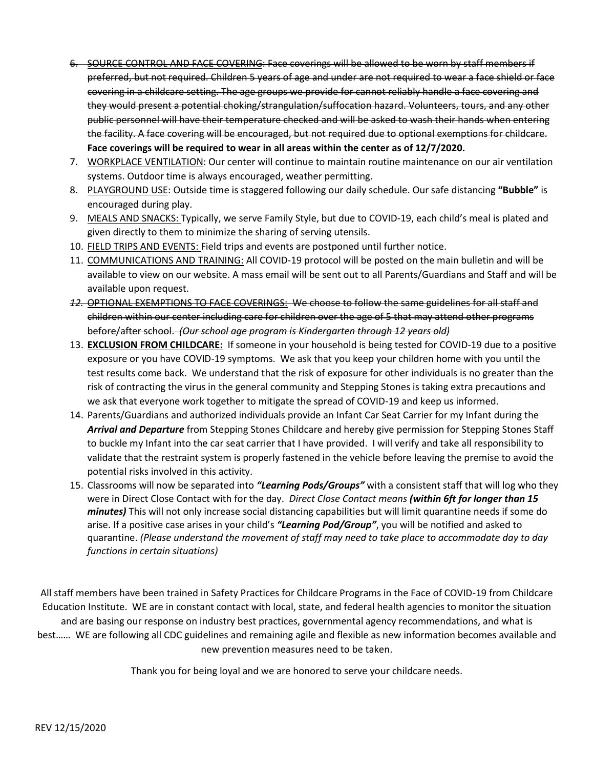6. ~~SOURCE CONTROL AND FACE COVERING: Face coverings will be allowed to be worn by staff members if preferred, but not required. Children 5 years of age and under are not required to wear a face shield or face covering in a childcare setting. The age groups we provide for cannot reliably handle a face covering and they would present a potential choking/strangulation/suffocation hazard. Volunteers, tours, and any other public personnel will have their temperature checked and will be asked to wash their hands when entering the facility. A face covering will be encouraged, but not required due to optional exemptions for childcare.~~ **Face coverings will be required to wear in all areas within the center as of 12/7/2020.**
7. <u>WORKPLACE VENTILATION</u>: Our center will continue to maintain routine maintenance on our air ventilation systems. Outdoor time is always encouraged, weather permitting.
8. <u>PLAYGROUND USE</u>: Outside time is staggered following our daily schedule. Our safe distancing **"Bubble"** is encouraged during play.
9. <u>MEALS AND SNACKS:</u> Typically, we serve Family Style, but due to COVID-19, each child's meal is plated and given directly to them to minimize the sharing of serving utensils.
10. <u>FIELD TRIPS AND EVENTS:</u> Field trips and events are postponed until further notice.
11. <u>COMMUNICATIONS AND TRAINING:</u> All COVID-19 protocol will be posted on the main bulletin and will be available to view on our website. A mass email will be sent out to all Parents/Guardians and Staff and will be available upon request.
12. ~~OPTIONAL EXEMPTIONS TO FACE COVERINGS: We choose to follow the same guidelines for all staff and children within our center including care for children over the age of 5 that may attend other programs before/after school. *(Our school age program is Kindergarten through 12 years old)*~~
13. **<u>EXCLUSION FROM CHILDCARE:</u>** If someone in your household is being tested for COVID-19 due to a positive exposure or you have COVID-19 symptoms. We ask that you keep your children home with you until the test results come back. We understand that the risk of exposure for other individuals is no greater than the risk of contracting the virus in the general community and Stepping Stones is taking extra precautions and we ask that everyone work together to mitigate the spread of COVID-19 and keep us informed.
14. Parents/Guardians and authorized individuals provide an Infant Car Seat Carrier for my Infant during the ***Arrival and Departure*** from Stepping Stones Childcare and hereby give permission for Stepping Stones Staff to buckle my Infant into the car seat carrier that I have provided. I will verify and take all responsibility to validate that the restraint system is properly fastened in the vehicle before leaving the premise to avoid the potential risks involved in this activity.
15. Classrooms will now be separated into ***"Learning Pods/Groups"*** with a consistent staff that will log who they were in Direct Close Contact with for the day. *Direct Close Contact means* ***(within 6ft for longer than 15 minutes)*** This will not only increase social distancing capabilities but will limit quarantine needs if some do arise. If a positive case arises in your child's ***"Learning Pod/Group"***, you will be notified and asked to quarantine. *(Please understand the movement of staff may need to take place to accommodate day to day functions in certain situations)*

All staff members have been trained in Safety Practices for Childcare Programs in the Face of COVID-19 from Childcare Education Institute. WE are in constant contact with local, state, and federal health agencies to monitor the situation and are basing our response on industry best practices, governmental agency recommendations, and what is best…… WE are following all CDC guidelines and remaining agile and flexible as new information becomes available and new prevention measures need to be taken.

Thank you for being loyal and we are honored to serve your childcare needs.

REV 12/15/2020